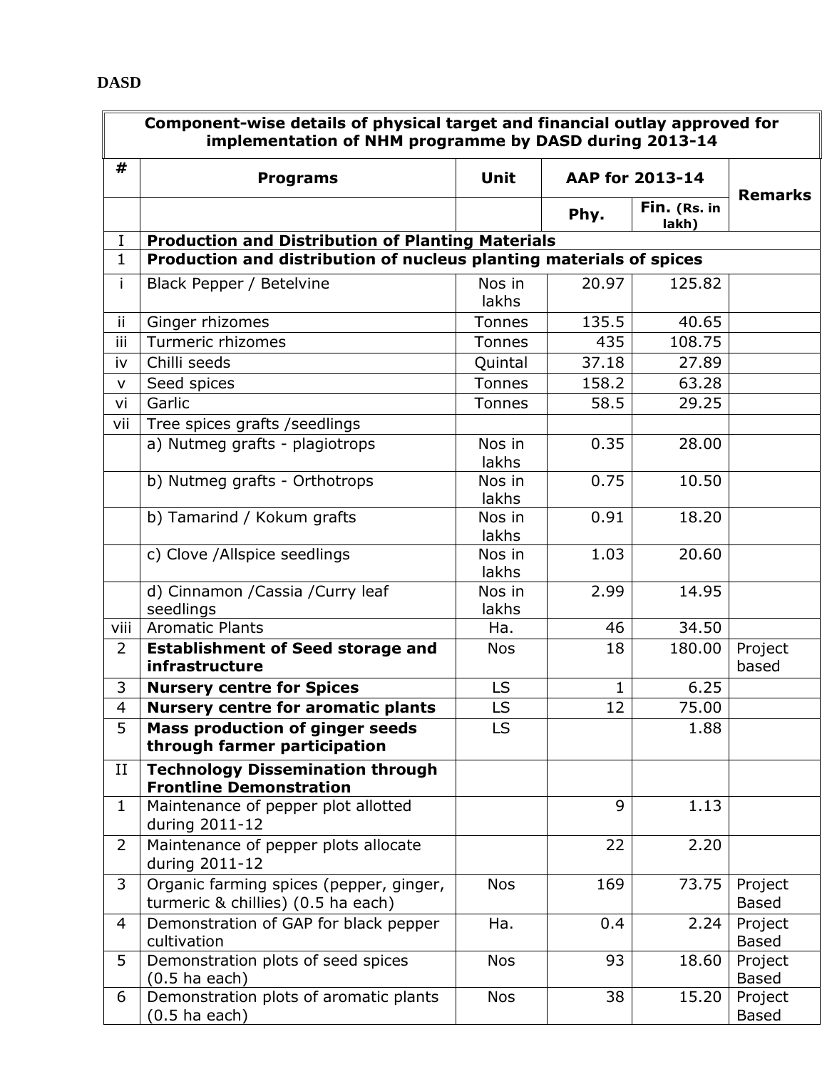**DASD**

| Component-wise details of physical target and financial outlay approved for implementation of NHM programme by DASD during 2013-14 | | | | | |
|---|---|---|---|---|---|
| # | Programs | Unit | AAP for 2013-14 | | Remarks |
| | | | Phy. | Fin. (Rs. in lakh) | |
| I | **Production and Distribution of Planting Materials** | | | | |
| 1 | **Production and distribution of nucleus planting materials of spices** | | | | |
| i | Black Pepper / Betelvine | Nos in lakhs | 20.97 | 125.82 | |
| ii | Ginger rhizomes | Tonnes | 135.5 | 40.65 | |
| iii | Turmeric rhizomes | Tonnes | 435 | 108.75 | |
| iv | Chilli seeds | Quintal | 37.18 | 27.89 | |
| v | Seed spices | Tonnes | 158.2 | 63.28 | |
| vi | Garlic | Tonnes | 58.5 | 29.25 | |
| vii | Tree spices grafts /seedlings | | | | |
| | a) Nutmeg grafts - plagiotrops | Nos in lakhs | 0.35 | 28.00 | |
| | b) Nutmeg grafts - Orthotrops | Nos in lakhs | 0.75 | 10.50 | |
| | b) Tamarind / Kokum grafts | Nos in lakhs | 0.91 | 18.20 | |
| | c) Clove /Allspice seedlings | Nos in lakhs | 1.03 | 20.60 | |
| | d) Cinnamon /Cassia /Curry leaf seedlings | Nos in lakhs | 2.99 | 14.95 | |
| viii | Aromatic Plants | Ha. | 46 | 34.50 | |
| 2 | **Establishment of Seed storage and infrastructure** | Nos | 18 | 180.00 | Project based |
| 3 | **Nursery centre for Spices** | LS | 1 | 6.25 | |
| 4 | **Nursery centre for aromatic plants** | LS | 12 | 75.00 | |
| 5 | **Mass production of ginger seeds through farmer participation** | LS | | 1.88 | |
| II | **Technology Dissemination through Frontline Demonstration** | | | | |
| 1 | Maintenance of pepper plot allotted during 2011-12 | | 9 | 1.13 | |
| 2 | Maintenance of pepper plots allocate during 2011-12 | | 22 | 2.20 | |
| 3 | Organic farming spices (pepper, ginger, turmeric & chillies) (0.5 ha each) | Nos | 169 | 73.75 | Project Based |
| 4 | Demonstration of GAP for black pepper cultivation | Ha. | 0.4 | 2.24 | Project Based |
| 5 | Demonstration plots of seed spices (0.5 ha each) | Nos | 93 | 18.60 | Project Based |
| 6 | Demonstration plots of aromatic plants (0.5 ha each) | Nos | 38 | 15.20 | Project Based |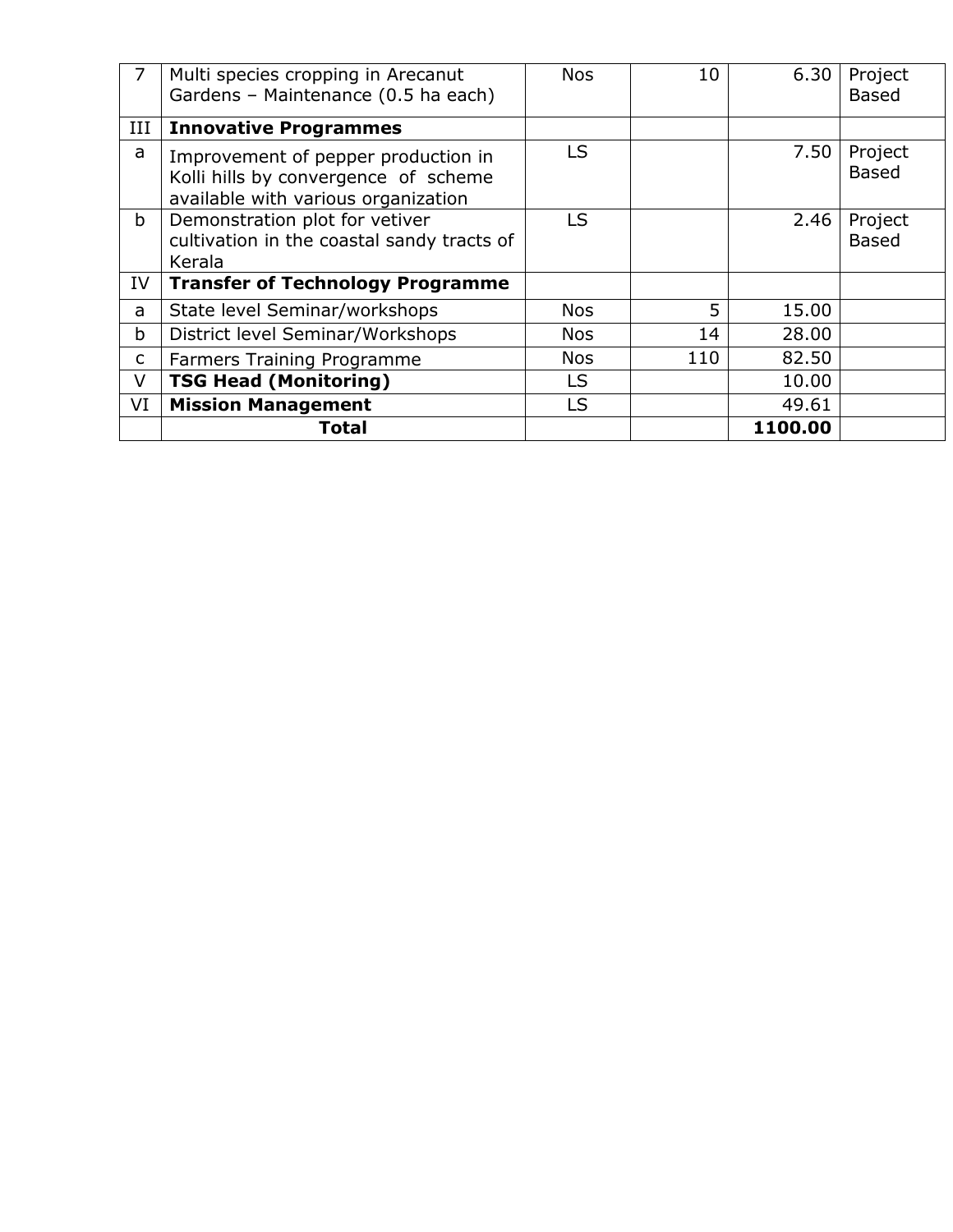| | | | | | |
|---|---|---|---|---|---|
| 7 | Multi species cropping in Arecanut Gardens – Maintenance (0.5 ha each) | Nos | 10 | 6.30 | Project Based |
| III | **Innovative Programmes** | | | | |
| a | Improvement of pepper production in Kolli hills by convergence of scheme available with various organization | LS | | 7.50 | Project Based |
| b | Demonstration plot for vetiver cultivation in the coastal sandy tracts of Kerala | LS | | 2.46 | Project Based |
| IV | **Transfer of Technology Programme** | | | | |
| a | State level Seminar/workshops | Nos | 5 | 15.00 | |
| b | District level Seminar/Workshops | Nos | 14 | 28.00 | |
| c | Farmers Training Programme | Nos | 110 | 82.50 | |
| V | **TSG Head (Monitoring)** | LS | | 10.00 | |
| VI | **Mission Management** | LS | | 49.61 | |
| | **Total** | | | **1100.00** | |